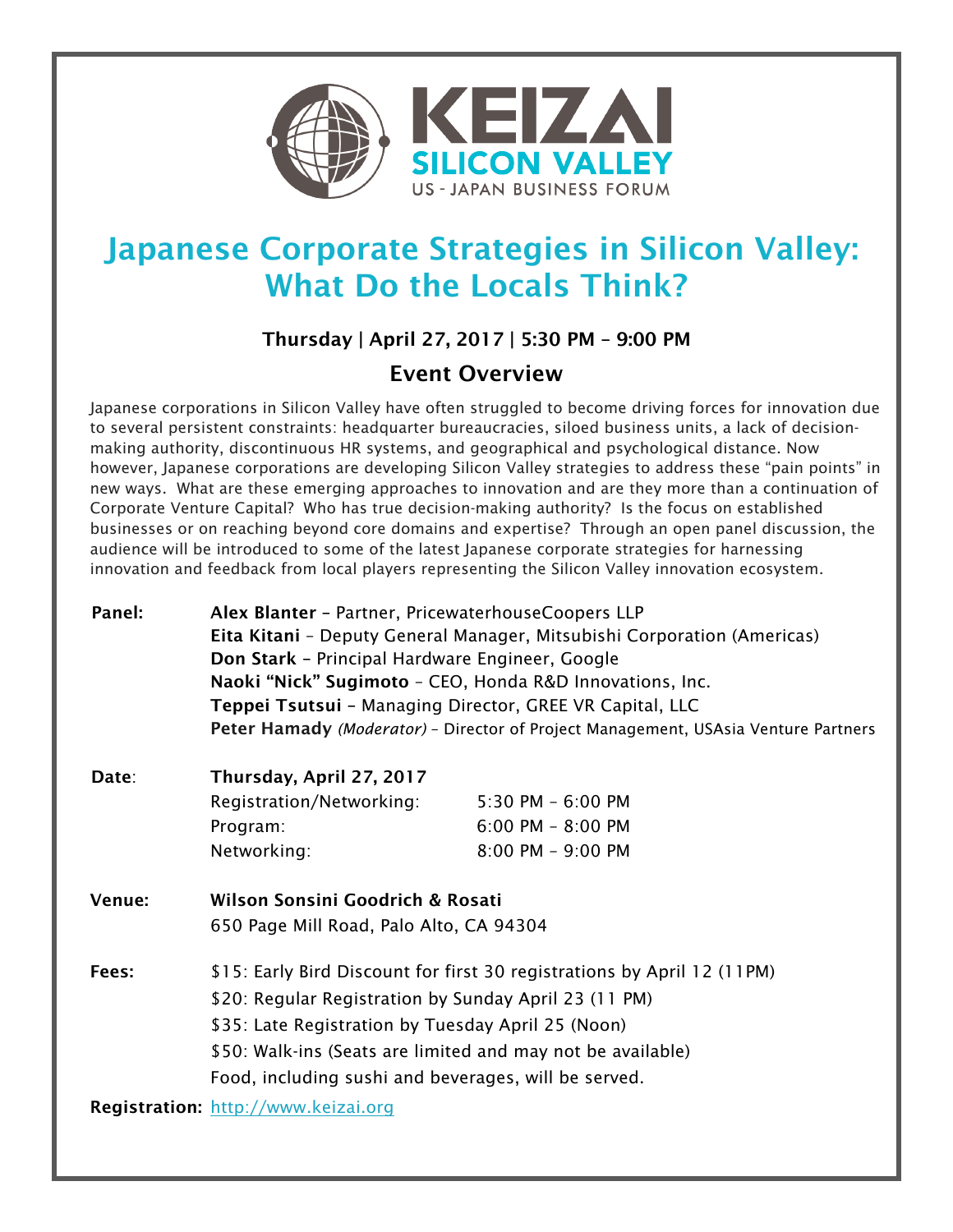KEIZAI
SILICON VALLEY
US - JAPAN BUSINESS FORUM

# Japanese Corporate Strategies in Silicon Valley: What Do the Locals Think?

**Thursday | April 27, 2017 | 5:30 PM – 9:00 PM**

## Event Overview

Japanese corporations in Silicon Valley have often struggled to become driving forces for innovation due to several persistent constraints: headquarter bureaucracies, siloed business units, a lack of decision-making authority, discontinuous HR systems, and geographical and psychological distance. Now however, Japanese corporations are developing Silicon Valley strategies to address these "pain points" in new ways. What are these emerging approaches to innovation and are they more than a continuation of Corporate Venture Capital? Who has true decision-making authority? Is the focus on established businesses or on reaching beyond core domains and expertise? Through an open panel discussion, the audience will be introduced to some of the latest Japanese corporate strategies for harnessing innovation and feedback from local players representing the Silicon Valley innovation ecosystem.

**Panel:**

- **Alex Blanter** – Partner, PricewaterhouseCoopers LLP
- **Eita Kitani** – Deputy General Manager, Mitsubishi Corporation (Americas)
- **Don Stark** – Principal Hardware Engineer, Google
- **Naoki "Nick" Sugimoto** – CEO, Honda R&D Innovations, Inc.
- **Teppei Tsutsui** – Managing Director, GREE VR Capital, LLC
- **Peter Hamady** *(Moderator)* – Director of Project Management, USAsia Venture Partners

**Date:** **Thursday, April 27, 2017**

| | |
|---|---|
| Registration/Networking: | 5:30 PM – 6:00 PM |
| Program: | 6:00 PM – 8:00 PM |
| Networking: | 8:00 PM – 9:00 PM |

**Venue:** **Wilson Sonsini Goodrich & Rosati**
650 Page Mill Road, Palo Alto, CA 94304

**Fees:**

$15: Early Bird Discount for first 30 registrations by April 12 (11PM)
$20: Regular Registration by Sunday April 23 (11 PM)
$35: Late Registration by Tuesday April 25 (Noon)
$50: Walk-ins (Seats are limited and may not be available)
Food, including sushi and beverages, will be served.

**Registration:** http://www.keizai.org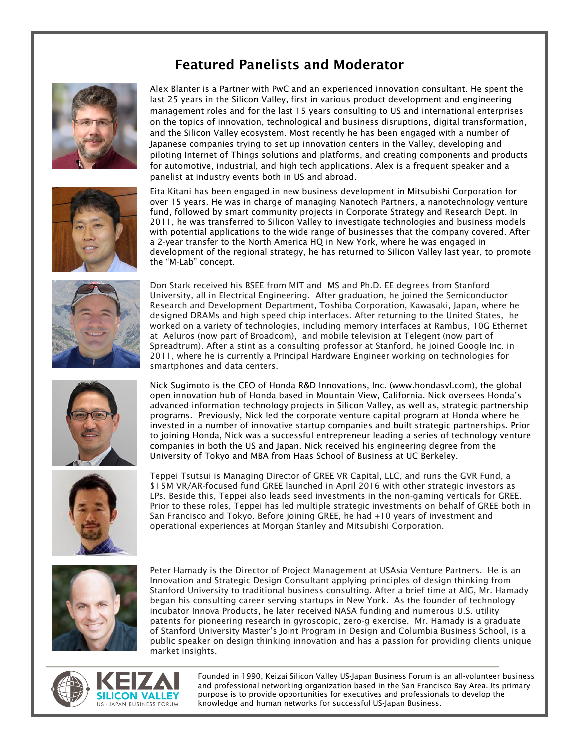## Featured Panelists and Moderator

Alex Blanter is a Partner with PwC and an experienced innovation consultant. He spent the last 25 years in the Silicon Valley, first in various product development and engineering management roles and for the last 15 years consulting to US and international enterprises on the topics of innovation, technological and business disruptions, digital transformation, and the Silicon Valley ecosystem. Most recently he has been engaged with a number of Japanese companies trying to set up innovation centers in the Valley, developing and piloting Internet of Things solutions and platforms, and creating components and products for automotive, industrial, and high tech applications. Alex is a frequent speaker and a panelist at industry events both in US and abroad.

Eita Kitani has been engaged in new business development in Mitsubishi Corporation for over 15 years. He was in charge of managing Nanotech Partners, a nanotechnology venture fund, followed by smart community projects in Corporate Strategy and Research Dept. In 2011, he was transferred to Silicon Valley to investigate technologies and business models with potential applications to the wide range of businesses that the company covered. After a 2-year transfer to the North America HQ in New York, where he was engaged in development of the regional strategy, he has returned to Silicon Valley last year, to promote the "M-Lab" concept.

Don Stark received his BSEE from MIT and MS and Ph.D. EE degrees from Stanford University, all in Electrical Engineering. After graduation, he joined the Semiconductor Research and Development Department, Toshiba Corporation, Kawasaki, Japan, where he designed DRAMs and high speed chip interfaces. After returning to the United States, he worked on a variety of technologies, including memory interfaces at Rambus, 10G Ethernet at Aeluros (now part of Broadcom), and mobile television at Telegent (now part of Spreadtrum). After a stint as a consulting professor at Stanford, he joined Google Inc. in 2011, where he is currently a Principal Hardware Engineer working on technologies for smartphones and data centers.

Nick Sugimoto is the CEO of Honda R&D Innovations, Inc. (www.hondasvl.com), the global open innovation hub of Honda based in Mountain View, California. Nick oversees Honda's advanced information technology projects in Silicon Valley, as well as, strategic partnership programs. Previously, Nick led the corporate venture capital program at Honda where he invested in a number of innovative startup companies and built strategic partnerships. Prior to joining Honda, Nick was a successful entrepreneur leading a series of technology venture companies in both the US and Japan. Nick received his engineering degree from the University of Tokyo and MBA from Haas School of Business at UC Berkeley.

Teppei Tsutsui is Managing Director of GREE VR Capital, LLC, and runs the GVR Fund, a $15M VR/AR-focused fund GREE launched in April 2016 with other strategic investors as LPs. Beside this, Teppei also leads seed investments in the non-gaming verticals for GREE. Prior to these roles, Teppei has led multiple strategic investments on behalf of GREE both in San Francisco and Tokyo. Before joining GREE, he had +10 years of investment and operational experiences at Morgan Stanley and Mitsubishi Corporation.

Peter Hamady is the Director of Project Management at USAsia Venture Partners. He is an Innovation and Strategic Design Consultant applying principles of design thinking from Stanford University to traditional business consulting. After a brief time at AIG, Mr. Hamady began his consulting career serving startups in New York. As the founder of technology incubator Innova Products, he later received NASA funding and numerous U.S. utility patents for pioneering research in gyroscopic, zero-g exercise. Mr. Hamady is a graduate of Stanford University Master's Joint Program in Design and Columbia Business School, is a public speaker on design thinking innovation and has a passion for providing clients unique market insights.

KEIZAI SILICON VALLEY
US - JAPAN BUSINESS FORUM

Founded in 1990, Keizai Silicon Valley US-Japan Business Forum is an all-volunteer business and professional networking organization based in the San Francisco Bay Area. Its primary purpose is to provide opportunities for executives and professionals to develop the knowledge and human networks for successful US-Japan Business.